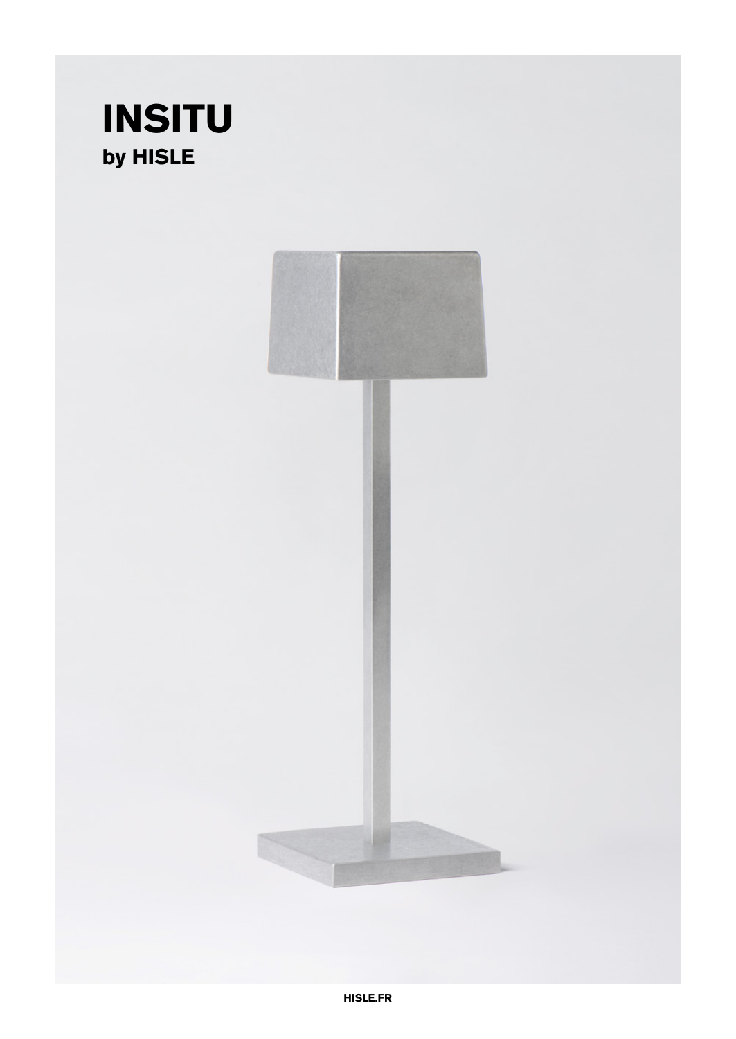# INSITU

## by HISLE

HISLE.FR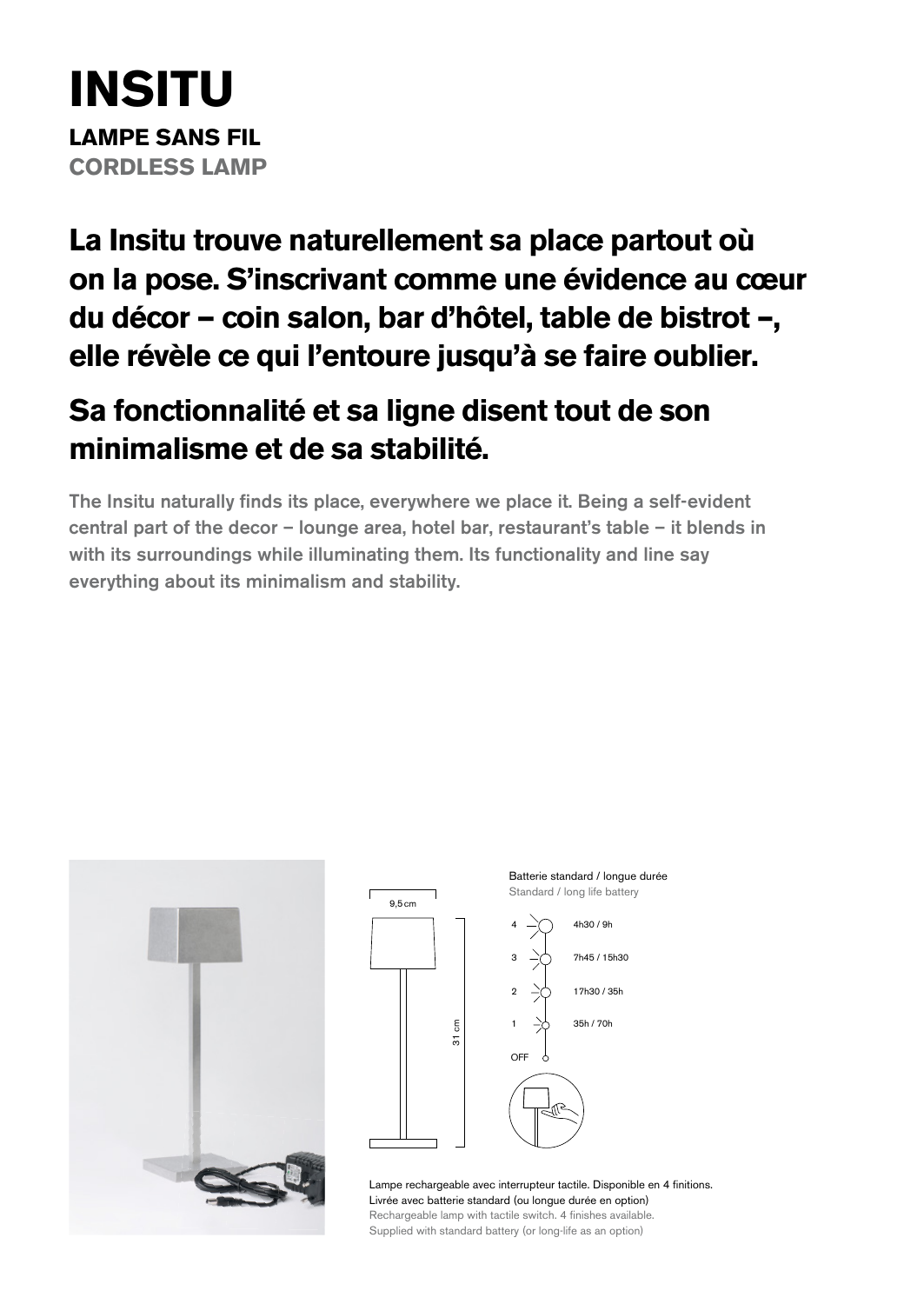# INSITU

**LAMPE SANS FIL**

**CORDLESS LAMP**

## La Insitu trouve naturellement sa place partout où on la pose. S'inscrivant comme une évidence au cœur du décor – coin salon, bar d'hôtel, table de bistrot –, elle révèle ce qui l'entoure jusqu'à se faire oublier.

## Sa fonctionnalité et sa ligne disent tout de son minimalisme et de sa stabilité.

The Insitu naturally finds its place, everywhere we place it. Being a self-evident central part of the decor – lounge area, hotel bar, restaurant's table – it blends in with its surroundings while illuminating them. Its functionality and line say everything about its minimalism and stability.

9,5 cm

31 cm

Batterie standard / longue durée
Standard / long life battery

| Niveau | Autonomie |
|---|---|
| 4 | 4h30 / 9h |
| 3 | 7h45 / 15h30 |
| 2 | 17h30 / 35h |
| 1 | 35h / 70h |
| OFF | |

Lampe rechargeable avec interrupteur tactile. Disponible en 4 finitions. Livrée avec batterie standard (ou longue durée en option)

Rechargeable lamp with tactile switch. 4 finishes available. Supplied with standard battery (or long-life as an option)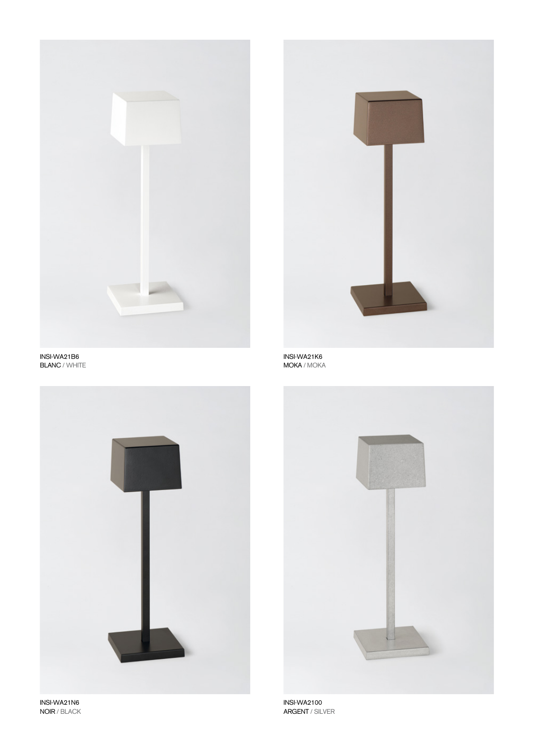INSI-WA21B6
BLANC / WHITE

INSI-WA21K6
MOKA / MOKA

INSI-WA21N6
NOIR / BLACK

INSI-WA2100
ARGENT / SILVER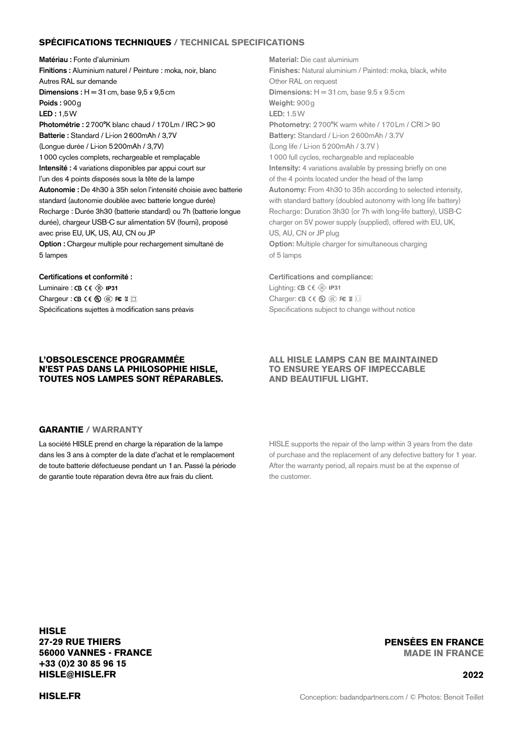## SPÉCIFICATIONS TECHNIQUES / TECHNICAL SPECIFICATIONS

**Matériau :** Fonte d'aluminium
**Finitions :** Aluminium naturel / Peinture : moka, noir, blanc
Autres RAL sur demande
**Dimensions :** H = 31 cm, base 9,5 x 9,5 cm
**Poids :** 900 g
**LED :** 1,5 W
**Photométrie :** 2 700°K blanc chaud / 170 Lm / IRC > 90
**Batterie :** Standard / Li-ion 2 600mAh / 3,7V
(Longue durée / Li-ion 5 200mAh / 3,7V)
1 000 cycles complets, rechargeable et remplaçable
**Intensité :** 4 variations disponibles par appui court sur l'un des 4 points disposés sous la tête de la lampe
**Autonomie :** De 4h30 à 35h selon l'intensité choisie avec batterie standard (autonomie doublée avec batterie longue durée)
Recharge : Durée 3h30 (batterie standard) ou 7h (batterie longue durée), chargeur USB-C sur alimentation 5V (fourni), proposé avec prise EU, UK, US, AU, CN ou JP
**Option :** Chargeur multiple pour rechargement simultané de 5 lampes

**Certifications et conformité :**
Luminaire : CB CE IP31
Chargeur : CB CE FC
Spécifications sujettes à modification sans préavis

**Material:** Die cast aluminium
**Finishes:** Natural aluminium / Painted: moka, black, white
Other RAL on request
**Dimensions:** H = 31 cm, base 9.5 x 9.5 cm
**Weight:** 900 g
**LED:** 1.5 W
**Photometry:** 2 700°K warm white / 170 Lm / CRI > 90
**Battery:** Standard / Li-ion 2 600mAh / 3.7V
(Long life / Li-ion 5 200mAh / 3.7V )
1 000 full cycles, rechargeable and replaceable
**Intensity:** 4 variations available by pressing briefly on one of the 4 points located under the head of the lamp
**Autonomy:** From 4h30 to 35h according to selected intensity, with standard battery (doubled autonomy with long life battery)
Recharge: Duration 3h30 (or 7h with long-life battery), USB-C charger on 5V power supply (supplied), offered with EU, UK, US, AU, CN or JP plug
**Option:** Multiple charger for simultaneous charging of 5 lamps

**Certifications and compliance:**
Lighting: CB CE IP31
Charger: CB CE FC
Specifications subject to change without notice

**L'OBSOLESCENCE PROGRAMMÉE N'EST PAS DANS LA PHILOSOPHIE HISLE, TOUTES NOS LAMPES SONT RÉPARABLES.**

**ALL HISLE LAMPS CAN BE MAINTAINED TO ENSURE YEARS OF IMPECCABLE AND BEAUTIFUL LIGHT.**

## GARANTIE / WARRANTY

La société HISLE prend en charge la réparation de la lampe dans les 3 ans à compter de la date d'achat et le remplacement de toute batterie défectueuse pendant un 1 an. Passé la période de garantie toute réparation devra être aux frais du client.

HISLE supports the repair of the lamp within 3 years from the date of purchase and the replacement of any defective battery for 1 year. After the warranty period, all repairs must be at the expense of the customer.

**HISLE**
**27-29 RUE THIERS**
**56000 VANNES - FRANCE**
**+33 (0)2 30 85 96 15**
**HISLE@HISLE.FR**

**HISLE.FR**

**PENSÉES EN FRANCE**
**MADE IN FRANCE**

**2022**

Conception: badandpartners.com / © Photos: Benoit Teillet